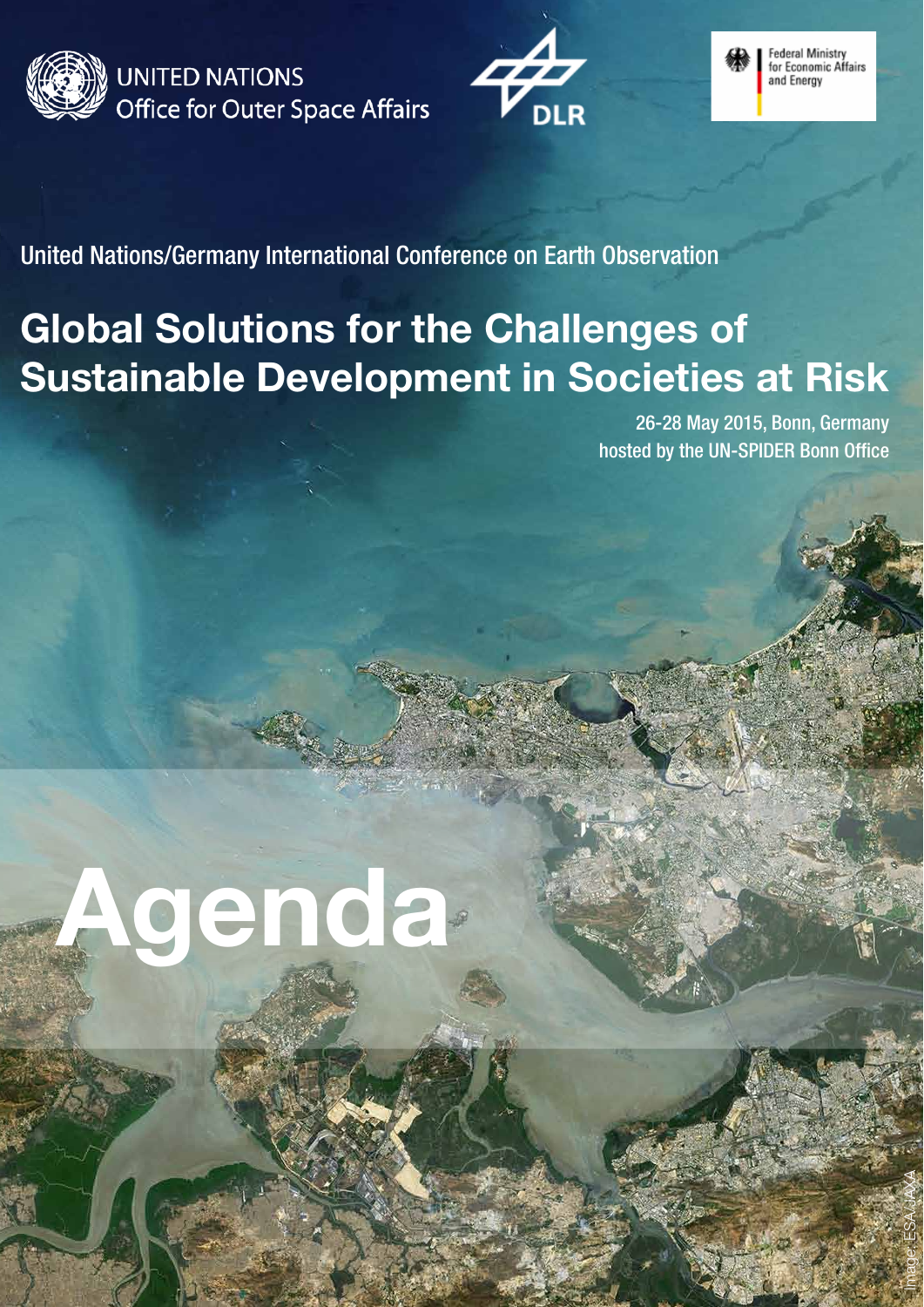UNITED NATIONS
Office for Outer Space Affairs

DLR

Federal Ministry for Economic Affairs and Energy

United Nations/Germany International Conference on Earth Observation

# Global Solutions for the Challenges of Sustainable Development in Societies at Risk

26-28 May 2015, Bonn, Germany
hosted by the UN-SPIDER Bonn Office

# Agenda

Image: ESA/JAXA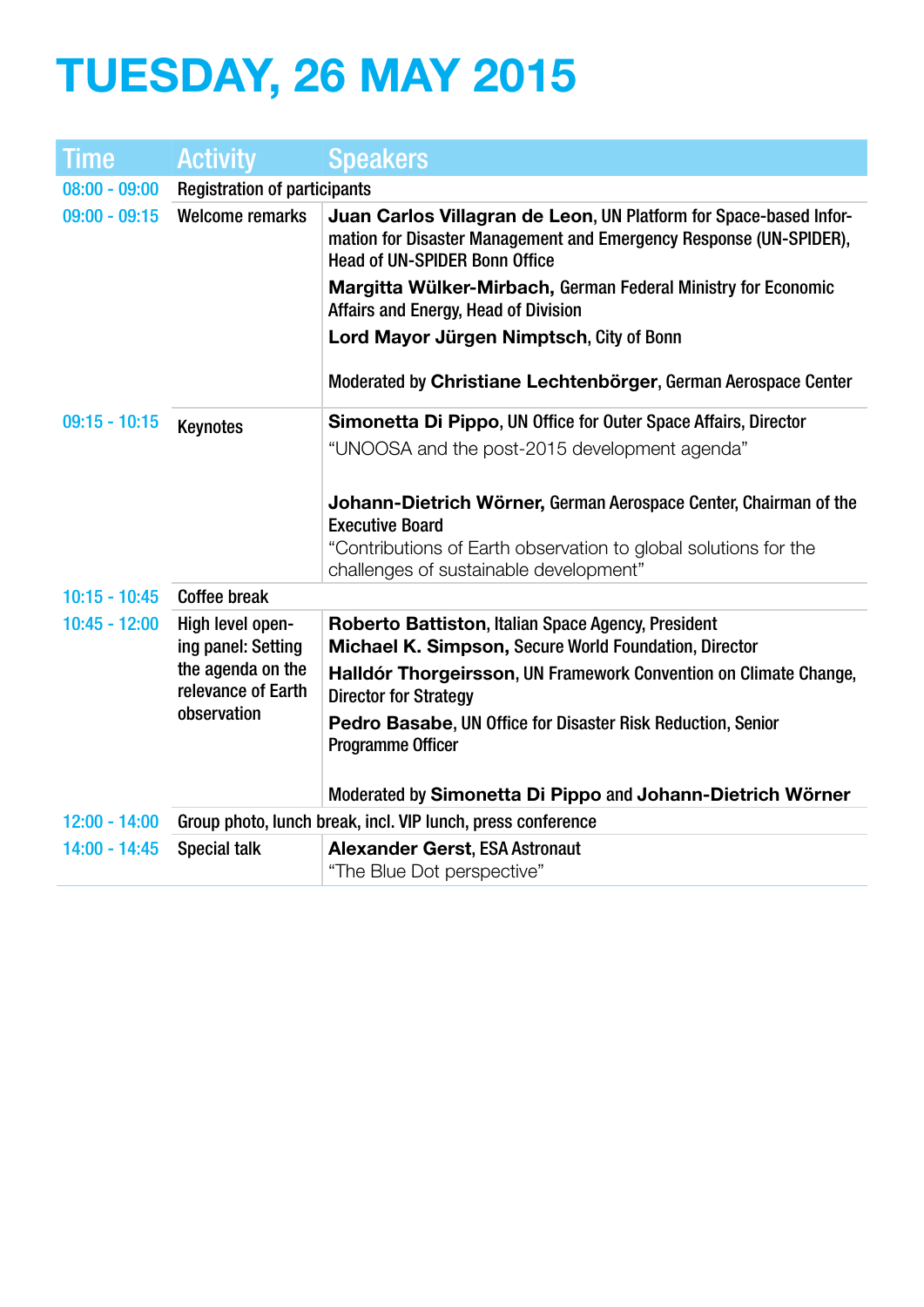# TUESDAY, 26 MAY 2015

| Time | Activity | Speakers |
|---|---|---|
| 08:00 - 09:00 | Registration of participants | |
| 09:00 - 09:15 | Welcome remarks | **Juan Carlos Villagran de Leon**, UN Platform for Space-based Information for Disaster Management and Emergency Response (UN-SPIDER), Head of UN-SPIDER Bonn Office<br>**Margitta Wülker-Mirbach,** German Federal Ministry for Economic Affairs and Energy, Head of Division<br>**Lord Mayor Jürgen Nimptsch**, City of Bonn<br><br>Moderated by **Christiane Lechtenbörger**, German Aerospace Center |
| 09:15 - 10:15 | Keynotes | **Simonetta Di Pippo**, UN Office for Outer Space Affairs, Director<br>"UNOOSA and the post-2015 development agenda"<br><br>**Johann-Dietrich Wörner,** German Aerospace Center, Chairman of the Executive Board<br>"Contributions of Earth observation to global solutions for the challenges of sustainable development" |
| 10:15 - 10:45 | Coffee break | |
| 10:45 - 12:00 | High level opening panel: Setting the agenda on the relevance of Earth observation | **Roberto Battiston**, Italian Space Agency, President<br>**Michael K. Simpson,** Secure World Foundation, Director<br>**Halldór Thorgeirsson**, UN Framework Convention on Climate Change, Director for Strategy<br>**Pedro Basabe**, UN Office for Disaster Risk Reduction, Senior Programme Officer<br><br>Moderated by **Simonetta Di Pippo** and **Johann-Dietrich Wörner** |
| 12:00 - 14:00 | Group photo, lunch break, incl. VIP lunch, press conference | |
| 14:00 - 14:45 | Special talk | **Alexander Gerst**, ESA Astronaut<br>"The Blue Dot perspective" |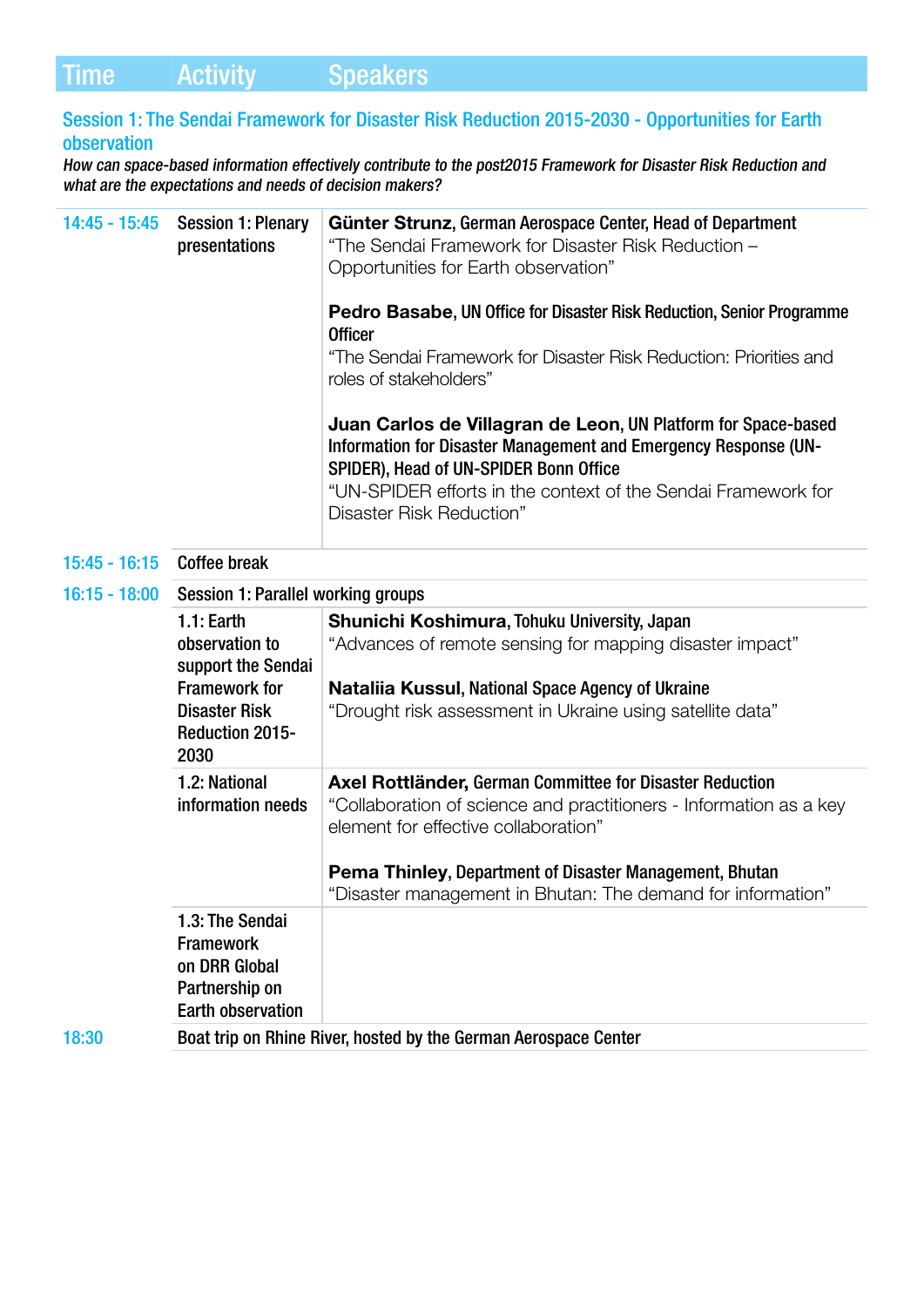| Time | Activity | Speakers |
|---|---|---|

## Session 1: The Sendai Framework for Disaster Risk Reduction 2015-2030 - Opportunities for Earth observation

*How can space-based information effectively contribute to the post2015 Framework for Disaster Risk Reduction and what are the expectations and needs of decision makers?*

| Time | Activity | Speakers |
|---|---|---|
| 14:45 - 15:45 | Session 1: Plenary presentations | **Günter Strunz**, German Aerospace Center, Head of Department<br>“The Sendai Framework for Disaster Risk Reduction – Opportunities for Earth observation”<br><br>**Pedro Basabe**, UN Office for Disaster Risk Reduction, Senior Programme Officer<br>“The Sendai Framework for Disaster Risk Reduction: Priorities and roles of stakeholders”<br><br>**Juan Carlos de Villagran de Leon**, UN Platform for Space-based Information for Disaster Management and Emergency Response (UN-SPIDER), Head of UN-SPIDER Bonn Office<br>“UN-SPIDER efforts in the context of the Sendai Framework for Disaster Risk Reduction” |
| 15:45 - 16:15 | Coffee break | |
| 16:15 - 18:00 | Session 1: Parallel working groups | |
| | 1.1: Earth observation to support the Sendai Framework for Disaster Risk Reduction 2015-2030 | **Shunichi Koshimura**, Tohuku University, Japan<br>“Advances of remote sensing for mapping disaster impact”<br><br>**Nataliia Kussul**, National Space Agency of Ukraine<br>“Drought risk assessment in Ukraine using satellite data” |
| | 1.2: National information needs | **Axel Rottländer,** German Committee for Disaster Reduction<br>“Collaboration of science and practitioners - Information as a key element for effective collaboration”<br><br>**Pema Thinley**, Department of Disaster Management, Bhutan<br>“Disaster management in Bhutan: The demand for information” |
| | 1.3: The Sendai Framework on DRR Global Partnership on Earth observation | |
| 18:30 | Boat trip on Rhine River, hosted by the German Aerospace Center | |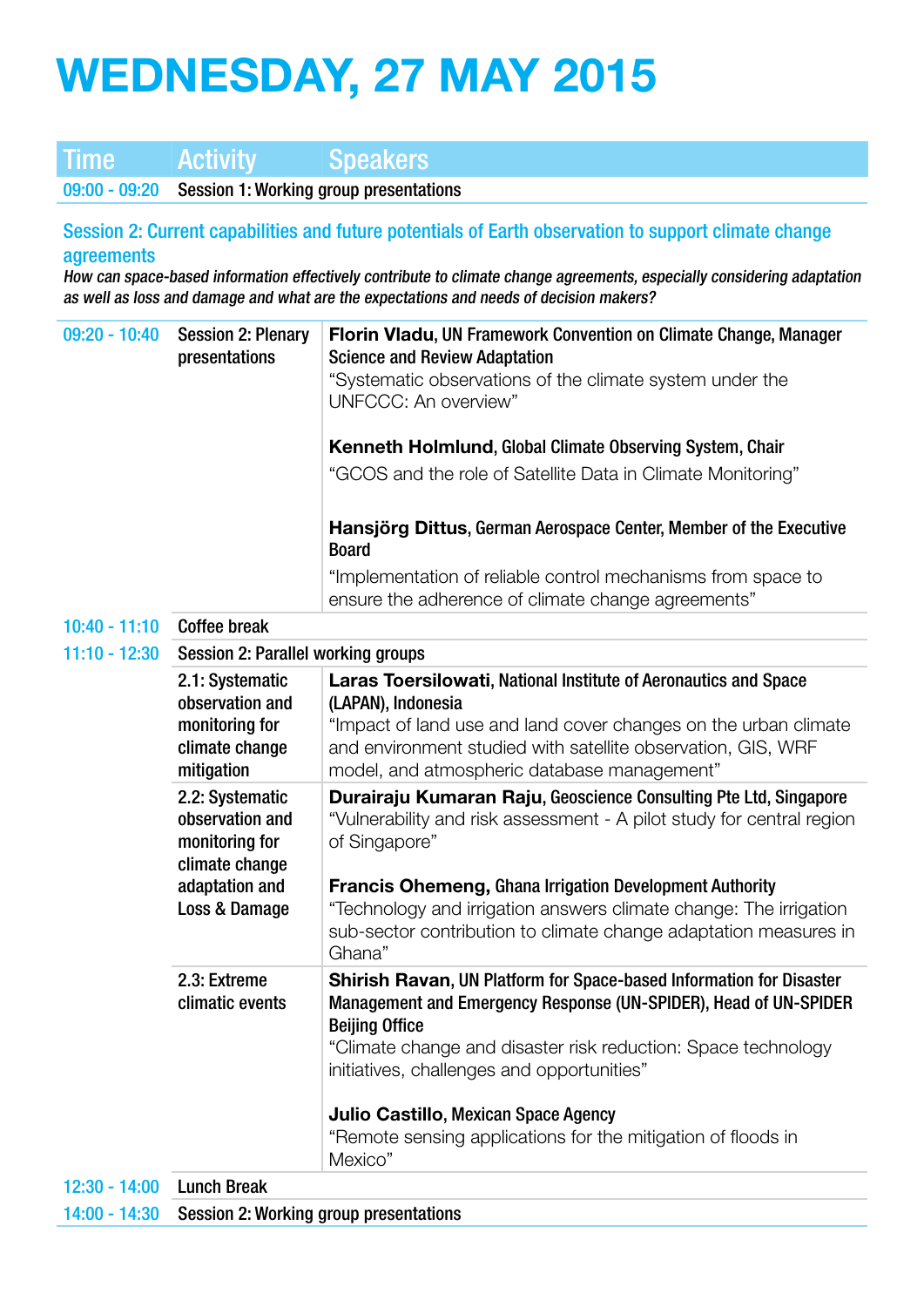# WEDNESDAY, 27 MAY 2015

| Time | Activity | Speakers |
|---|---|---|
| 09:00 - 09:20 | Session 1: Working group presentations | |

## Session 2: Current capabilities and future potentials of Earth observation to support climate change agreements

*How can space-based information effectively contribute to climate change agreements, especially considering adaptation as well as loss and damage and what are the expectations and needs of decision makers?*

| Time | Activity | Speakers |
|---|---|---|
| 09:20 - 10:40 | Session 2: Plenary presentations | **Florin Vladu**, UN Framework Convention on Climate Change, Manager Science and Review Adaptation<br>"Systematic observations of the climate system under the UNFCCC: An overview"<br><br>**Kenneth Holmlund**, Global Climate Observing System, Chair<br>"GCOS and the role of Satellite Data in Climate Monitoring"<br><br>**Hansjörg Dittus**, German Aerospace Center, Member of the Executive Board<br>"Implementation of reliable control mechanisms from space to ensure the adherence of climate change agreements" |
| 10:40 - 11:10 | Coffee break | |
| 11:10 - 12:30 | Session 2: Parallel working groups | |
| | 2.1: Systematic observation and monitoring for climate change mitigation | **Laras Toersilowati**, National Institute of Aeronautics and Space (LAPAN), Indonesia<br>"Impact of land use and land cover changes on the urban climate and environment studied with satellite observation, GIS, WRF model, and atmospheric database management" |
| | 2.2: Systematic observation and monitoring for climate change adaptation and Loss & Damage | **Durairaju Kumaran Raju**, Geoscience Consulting Pte Ltd, Singapore<br>"Vulnerability and risk assessment - A pilot study for central region of Singapore"<br><br>**Francis Ohemeng**, Ghana Irrigation Development Authority<br>"Technology and irrigation answers climate change: The irrigation sub-sector contribution to climate change adaptation measures in Ghana" |
| | 2.3: Extreme climatic events | **Shirish Ravan**, UN Platform for Space-based Information for Disaster Management and Emergency Response (UN-SPIDER), Head of UN-SPIDER Beijing Office<br>"Climate change and disaster risk reduction: Space technology initiatives, challenges and opportunities"<br><br>**Julio Castillo**, Mexican Space Agency<br>"Remote sensing applications for the mitigation of floods in Mexico" |
| 12:30 - 14:00 | Lunch Break | |
| 14:00 - 14:30 | Session 2: Working group presentations | |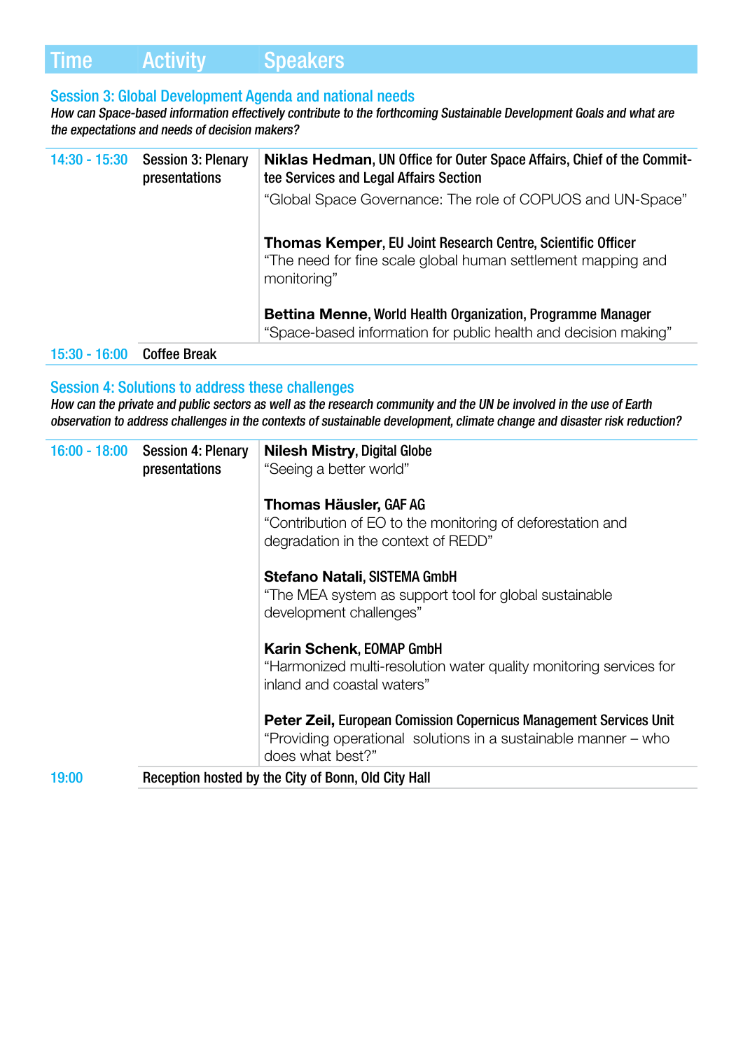| Time | Activity | Speakers |
|---|---|---|

## Session 3: Global Development Agenda and national needs

*How can Space-based information effectively contribute to the forthcoming Sustainable Development Goals and what are the expectations and needs of decision makers?*

| Time | Activity | Speakers |
|---|---|---|
| 14:30 - 15:30 | Session 3: Plenary presentations | **Niklas Hedman**, UN Office for Outer Space Affairs, Chief of the Committee Services and Legal Affairs Section<br>"Global Space Governance: The role of COPUOS and UN-Space"<br><br>**Thomas Kemper**, EU Joint Research Centre, Scientific Officer<br>"The need for fine scale global human settlement mapping and monitoring"<br><br>**Bettina Menne**, World Health Organization, Programme Manager<br>"Space-based information for public health and decision making" |
| 15:30 - 16:00 | Coffee Break | |

## Session 4: Solutions to address these challenges

*How can the private and public sectors as well as the research community and the UN be involved in the use of Earth observation to address challenges in the contexts of sustainable development, climate change and disaster risk reduction?*

| Time | Activity | Speakers |
|---|---|---|
| 16:00 - 18:00 | Session 4: Plenary presentations | **Nilesh Mistry**, Digital Globe<br>"Seeing a better world"<br><br>**Thomas Häusler**, GAF AG<br>"Contribution of EO to the monitoring of deforestation and degradation in the context of REDD"<br><br>**Stefano Natali**, SISTEMA GmbH<br>"The MEA system as support tool for global sustainable development challenges"<br><br>**Karin Schenk**, EOMAP GmbH<br>"Harmonized multi-resolution water quality monitoring services for inland and coastal waters"<br><br>**Peter Zeil,** European Comission Copernicus Management Services Unit<br>"Providing operational solutions in a sustainable manner – who does what best?" |
| 19:00 | Reception hosted by the City of Bonn, Old City Hall | |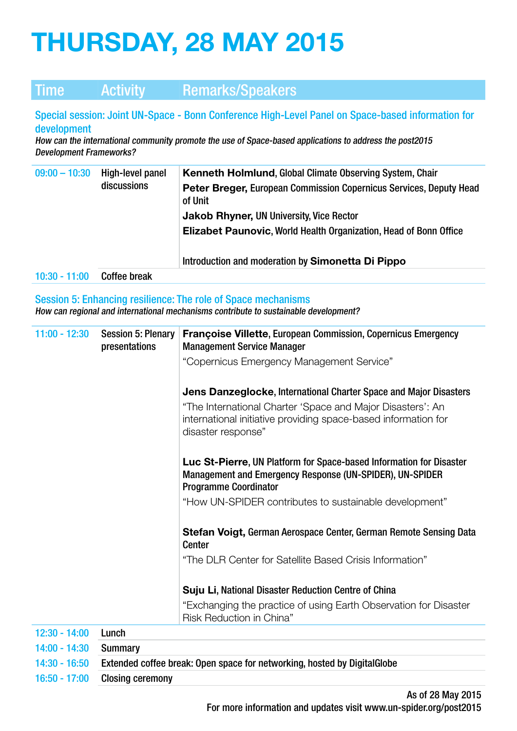# THURSDAY, 28 MAY 2015

| Time | Activity | Remarks/Speakers |
|---|---|---|
| **Special session: Joint UN-Space - Bonn Conference High-Level Panel on Space-based information for development** *How can the international community promote the use of Space-based applications to address the post2015 Development Frameworks?* | | |
| 09:00 – 10:30 | High-level panel discussions | **Kenneth Holmlund**, Global Climate Observing System, Chair<br>**Peter Breger,** European Commission Copernicus Services, Deputy Head of Unit<br>**Jakob Rhyner,** UN University, Vice Rector<br>**Elizabet Paunovic**, World Health Organization, Head of Bonn Office<br><br>Introduction and moderation by **Simonetta Di Pippo** |
| 10:30 - 11:00 | Coffee break | |
| **Session 5: Enhancing resilience: The role of Space mechanisms** *How can regional and international mechanisms contribute to sustainable development?* | | |
| 11:00 - 12:30 | Session 5: Plenary presentations | **Françoise Villette**, European Commission, Copernicus Emergency Management Service Manager<br>"Copernicus Emergency Management Service"<br><br>**Jens Danzeglocke**, International Charter Space and Major Disasters<br>"The International Charter 'Space and Major Disasters': An international initiative providing space-based information for disaster response"<br><br>**Luc St-Pierre**, UN Platform for Space-based Information for Disaster Management and Emergency Response (UN-SPIDER), UN-SPIDER Programme Coordinator<br>"How UN-SPIDER contributes to sustainable development"<br><br>**Stefan Voigt,** German Aerospace Center, German Remote Sensing Data Center<br>"The DLR Center for Satellite Based Crisis Information"<br><br>**Suju Li**, National Disaster Reduction Centre of China<br>"Exchanging the practice of using Earth Observation for Disaster Risk Reduction in China" |
| 12:30 - 14:00 | Lunch | |
| 14:00 - 14:30 | Summary | |
| 14:30 - 16:50 | Extended coffee break: Open space for networking, hosted by DigitalGlobe | |
| 16:50 - 17:00 | Closing ceremony | |

As of 28 May 2015
For more information and updates visit www.un-spider.org/post2015